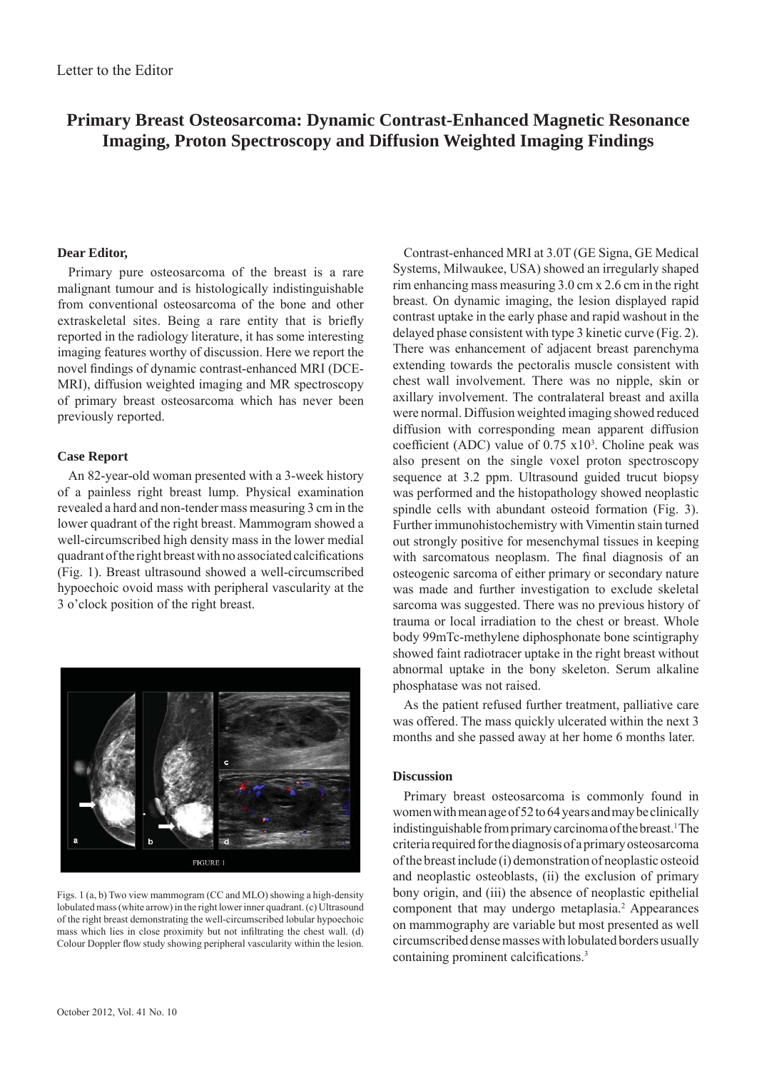Letter to the Editor

# Primary Breast Osteosarcoma: Dynamic Contrast-Enhanced Magnetic Resonance Imaging, Proton Spectroscopy and Diffusion Weighted Imaging Findings

**Dear Editor,**

Primary pure osteosarcoma of the breast is a rare malignant tumour and is histologically indistinguishable from conventional osteosarcoma of the bone and other extraskeletal sites. Being a rare entity that is briefly reported in the radiology literature, it has some interesting imaging features worthy of discussion. Here we report the novel findings of dynamic contrast-enhanced MRI (DCE-MRI), diffusion weighted imaging and MR spectroscopy of primary breast osteosarcoma which has never been previously reported.

### Case Report

An 82-year-old woman presented with a 3-week history of a painless right breast lump. Physical examination revealed a hard and non-tender mass measuring 3 cm in the lower quadrant of the right breast. Mammogram showed a well-circumscribed high density mass in the lower medial quadrant of the right breast with no associated calcifications (Fig. 1). Breast ultrasound showed a well-circumscribed hypoechoic ovoid mass with peripheral vascularity at the 3 o'clock position of the right breast.

FIGURE 1

Figs. 1 (a, b) Two view mammogram (CC and MLO) showing a high-density lobulated mass (white arrow) in the right lower inner quadrant. (c) Ultrasound of the right breast demonstrating the well-circumscribed lobular hypoechoic mass which lies in close proximity but not infiltrating the chest wall. (d) Colour Doppler flow study showing peripheral vascularity within the lesion.

Contrast-enhanced MRI at 3.0T (GE Signa, GE Medical Systems, Milwaukee, USA) showed an irregularly shaped rim enhancing mass measuring 3.0 cm x 2.6 cm in the right breast. On dynamic imaging, the lesion displayed rapid contrast uptake in the early phase and rapid washout in the delayed phase consistent with type 3 kinetic curve (Fig. 2). There was enhancement of adjacent breast parenchyma extending towards the pectoralis muscle consistent with chest wall involvement. There was no nipple, skin or axillary involvement. The contralateral breast and axilla were normal. Diffusion weighted imaging showed reduced diffusion with corresponding mean apparent diffusion coefficient (ADC) value of $0.75 \times 10^3$. Choline peak was also present on the single voxel proton spectroscopy sequence at 3.2 ppm. Ultrasound guided trucut biopsy was performed and the histopathology showed neoplastic spindle cells with abundant osteoid formation (Fig. 3). Further immunohistochemistry with Vimentin stain turned out strongly positive for mesenchymal tissues in keeping with sarcomatous neoplasm. The final diagnosis of an osteogenic sarcoma of either primary or secondary nature was made and further investigation to exclude skeletal sarcoma was suggested. There was no previous history of trauma or local irradiation to the chest or breast. Whole body 99mTc-methylene diphosphonate bone scintigraphy showed faint radiotracer uptake in the right breast without abnormal uptake in the bony skeleton. Serum alkaline phosphatase was not raised.

As the patient refused further treatment, palliative care was offered. The mass quickly ulcerated within the next 3 months and she passed away at her home 6 months later.

### Discussion

Primary breast osteosarcoma is commonly found in women with mean age of 52 to 64 years and may be clinically indistinguishable from primary carcinoma of the breast.[1] The criteria required for the diagnosis of a primary osteosarcoma of the breast include (i) demonstration of neoplastic osteoid and neoplastic osteoblasts, (ii) the exclusion of primary bony origin, and (iii) the absence of neoplastic epithelial component that may undergo metaplasia.[2] Appearances on mammography are variable but most presented as well circumscribed dense masses with lobulated borders usually containing prominent calcifications.[3]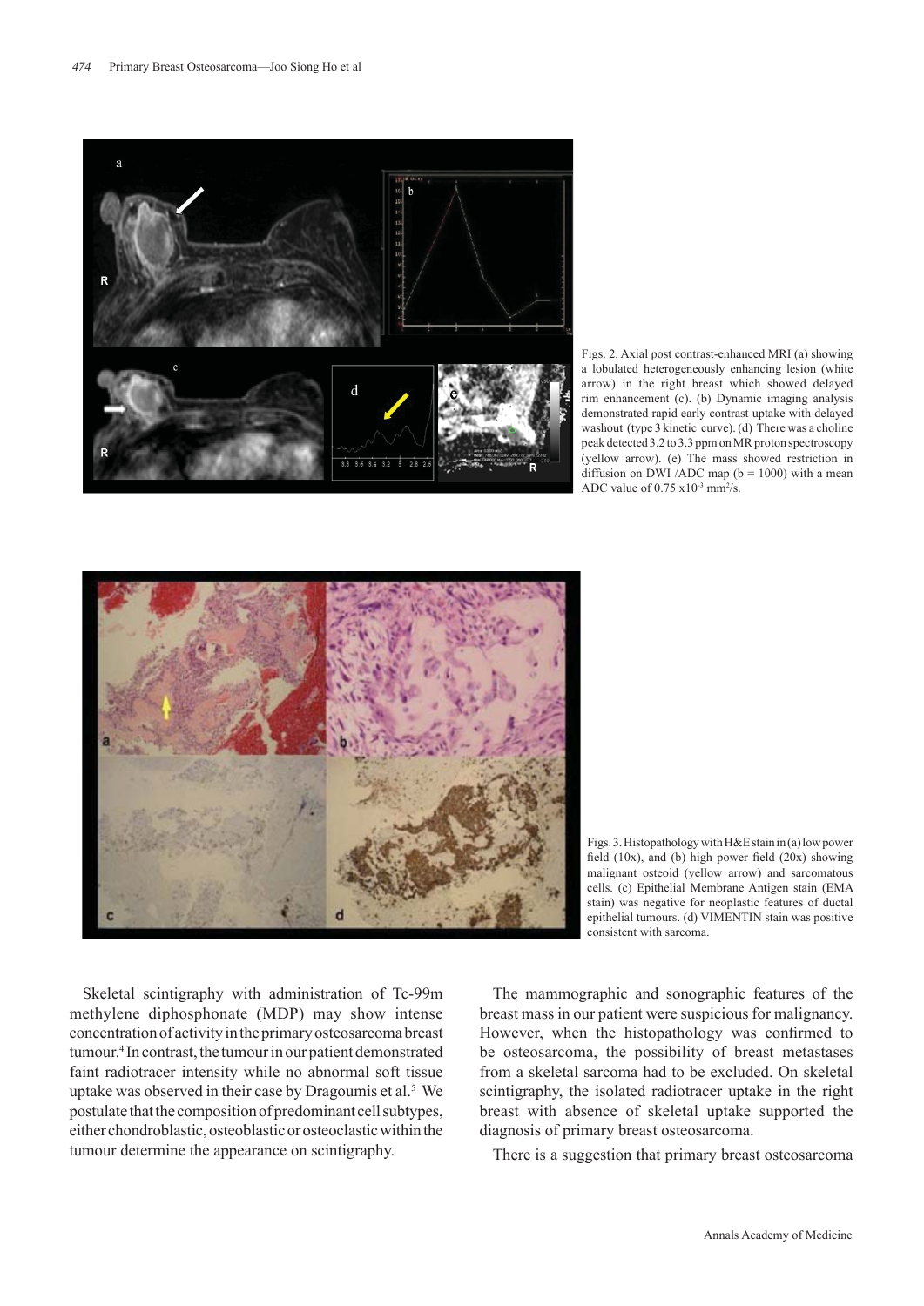Figs. 2. Axial post contrast-enhanced MRI (a) showing a lobulated heterogeneously enhancing lesion (white arrow) in the right breast which showed delayed rim enhancement (c). (b) Dynamic imaging analysis demonstrated rapid early contrast uptake with delayed washout (type 3 kinetic curve). (d) There was a choline peak detected 3.2 to 3.3 ppm on MR proton spectroscopy (yellow arrow). (e) The mass showed restriction in diffusion on DWI /ADC map (b = 1000) with a mean ADC value of 0.75 x$10^{-3}$ mm$^2$/s.

Figs. 3. Histopathology with H&E stain in (a) low power field (10x), and (b) high power field (20x) showing malignant osteoid (yellow arrow) and sarcomatous cells. (c) Epithelial Membrane Antigen stain (EMA stain) was negative for neoplastic features of ductal epithelial tumours. (d) VIMENTIN stain was positive consistent with sarcoma.

Skeletal scintigraphy with administration of Tc-99m methylene diphosphonate (MDP) may show intense concentration of activity in the primary osteosarcoma breast tumour.[4] In contrast, the tumour in our patient demonstrated faint radiotracer intensity while no abnormal soft tissue uptake was observed in their case by Dragoumis et al.[5] We postulate that the composition of predominant cell subtypes, either chondroblastic, osteoblastic or osteoclastic within the tumour determine the appearance on scintigraphy.

The mammographic and sonographic features of the breast mass in our patient were suspicious for malignancy. However, when the histopathology was confirmed to be osteosarcoma, the possibility of breast metastases from a skeletal sarcoma had to be excluded. On skeletal scintigraphy, the isolated radiotracer uptake in the right breast with absence of skeletal uptake supported the diagnosis of primary breast osteosarcoma.

There is a suggestion that primary breast osteosarcoma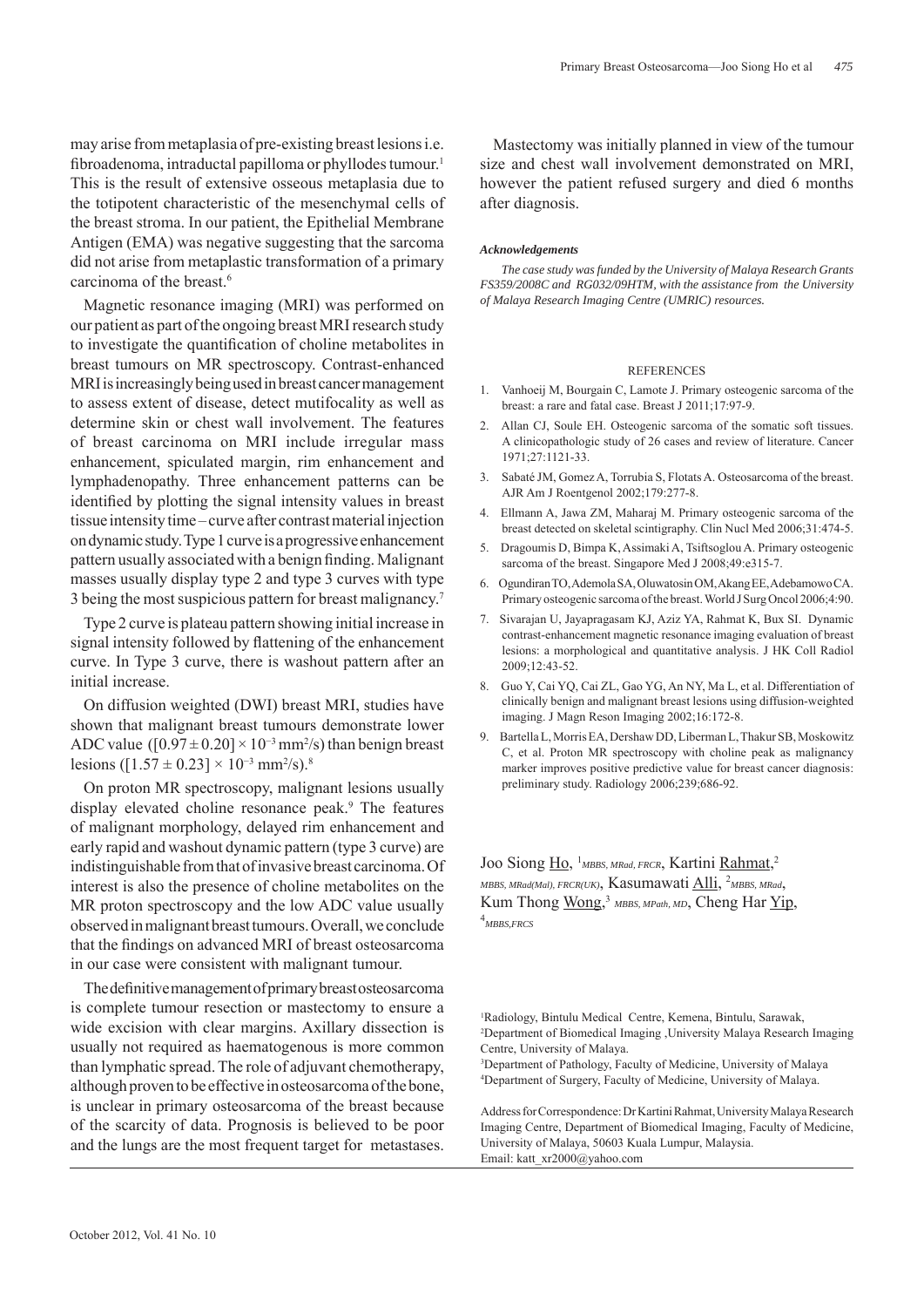may arise from metaplasia of pre-existing breast lesions i.e. fibroadenoma, intraductal papilloma or phyllodes tumour.[1] This is the result of extensive osseous metaplasia due to the totipotent characteristic of the mesenchymal cells of the breast stroma. In our patient, the Epithelial Membrane Antigen (EMA) was negative suggesting that the sarcoma did not arise from metaplastic transformation of a primary carcinoma of the breast.[6]

Magnetic resonance imaging (MRI) was performed on our patient as part of the ongoing breast MRI research study to investigate the quantification of choline metabolites in breast tumours on MR spectroscopy. Contrast-enhanced MRI is increasingly being used in breast cancer management to assess extent of disease, detect mutifocality as well as determine skin or chest wall involvement. The features of breast carcinoma on MRI include irregular mass enhancement, spiculated margin, rim enhancement and lymphadenopathy. Three enhancement patterns can be identified by plotting the signal intensity values in breast tissue intensity time – curve after contrast material injection on dynamic study. Type 1 curve is a progressive enhancement pattern usually associated with a benign finding. Malignant masses usually display type 2 and type 3 curves with type 3 being the most suspicious pattern for breast malignancy.[7]

Type 2 curve is plateau pattern showing initial increase in signal intensity followed by flattening of the enhancement curve. In Type 3 curve, there is washout pattern after an initial increase.

On diffusion weighted (DWI) breast MRI, studies have shown that malignant breast tumours demonstrate lower ADC value ($[0.97 \pm 0.20] \times 10^{-3}$ mm$^2$/s) than benign breast lesions ($[1.57 \pm 0.23] \times 10^{-3}$ mm$^2$/s).[8]

On proton MR spectroscopy, malignant lesions usually display elevated choline resonance peak.[9] The features of malignant morphology, delayed rim enhancement and early rapid and washout dynamic pattern (type 3 curve) are indistinguishable from that of invasive breast carcinoma. Of interest is also the presence of choline metabolites on the MR proton spectroscopy and the low ADC value usually observed in malignant breast tumours. Overall, we conclude that the findings on advanced MRI of breast osteosarcoma in our case were consistent with malignant tumour.

The definitive management of primary breast osteosarcoma is complete tumour resection or mastectomy to ensure a wide excision with clear margins. Axillary dissection is usually not required as haematogenous is more common than lymphatic spread. The role of adjuvant chemotherapy, although proven to be effective in osteosarcoma of the bone, is unclear in primary osteosarcoma of the breast because of the scarcity of data. Prognosis is believed to be poor and the lungs are the most frequent target for metastases.

Mastectomy was initially planned in view of the tumour size and chest wall involvement demonstrated on MRI, however the patient refused surgery and died 6 months after diagnosis.

***Acknowledgements***

*The case study was funded by the University of Malaya Research Grants FS359/2008C and RG032/09HTM, with the assistance from the University of Malaya Research Imaging Centre (UMRIC) resources.*

REFERENCES

1. Vanhoeij M, Bourgain C, Lamote J. Primary osteogenic sarcoma of the breast: a rare and fatal case. Breast J 2011;17:97-9.
2. Allan CJ, Soule EH. Osteogenic sarcoma of the somatic soft tissues. A clinicopathologic study of 26 cases and review of literature. Cancer 1971;27:1121-33.
3. Sabaté JM, Gomez A, Torrubia S, Flotats A. Osteosarcoma of the breast. AJR Am J Roentgenol 2002;179:277-8.
4. Ellmann A, Jawa ZM, Maharaj M. Primary osteogenic sarcoma of the breast detected on skeletal scintigraphy. Clin Nucl Med 2006;31:474-5.
5. Dragoumis D, Bimpa K, Assimaki A, Tsiftsoglou A. Primary osteogenic sarcoma of the breast. Singapore Med J 2008;49:e315-7.
6. Ogundiran TO, Ademola SA, Oluwatosin OM, Akang EE, Adebamowo CA. Primary osteogenic sarcoma of the breast. World J Surg Oncol 2006;4:90.
7. Sivarajan U, Jayapragasam KJ, Aziz YA, Rahmat K, Bux SI. Dynamic contrast-enhancement magnetic resonance imaging evaluation of breast lesions: a morphological and quantitative analysis. J HK Coll Radiol 2009;12:43-52.
8. Guo Y, Cai YQ, Cai ZL, Gao YG, An NY, Ma L, et al. Differentiation of clinically benign and malignant breast lesions using diffusion-weighted imaging. J Magn Reson Imaging 2002;16:172-8.
9. Bartella L, Morris EA, Dershaw DD, Liberman L, Thakur SB, Moskowitz C, et al. Proton MR spectroscopy with choline peak as malignancy marker improves positive predictive value for breast cancer diagnosis: preliminary study. Radiology 2006;239;686-92.

Joo Siong Ho, [1]*MBBS, MRad, FRCR*, Kartini Rahmat,[2] *MBBS, MRad(Mal), FRCR(UK)*, Kasumawati Alli, [2]*MBBS, MRad*, Kum Thong Wong,[3] *MBBS, MPath, MD*, Cheng Har Yip, [4]*MBBS,FRCS*

[1]Radiology, Bintulu Medical Centre, Kemena, Bintulu, Sarawak,
[2]Department of Biomedical Imaging ,University Malaya Research Imaging Centre, University of Malaya.
[3]Department of Pathology, Faculty of Medicine, University of Malaya
[4]Department of Surgery, Faculty of Medicine, University of Malaya.

Address for Correspondence: Dr Kartini Rahmat, University Malaya Research Imaging Centre, Department of Biomedical Imaging, Faculty of Medicine, University of Malaya, 50603 Kuala Lumpur, Malaysia.
Email: katt_xr2000@yahoo.com